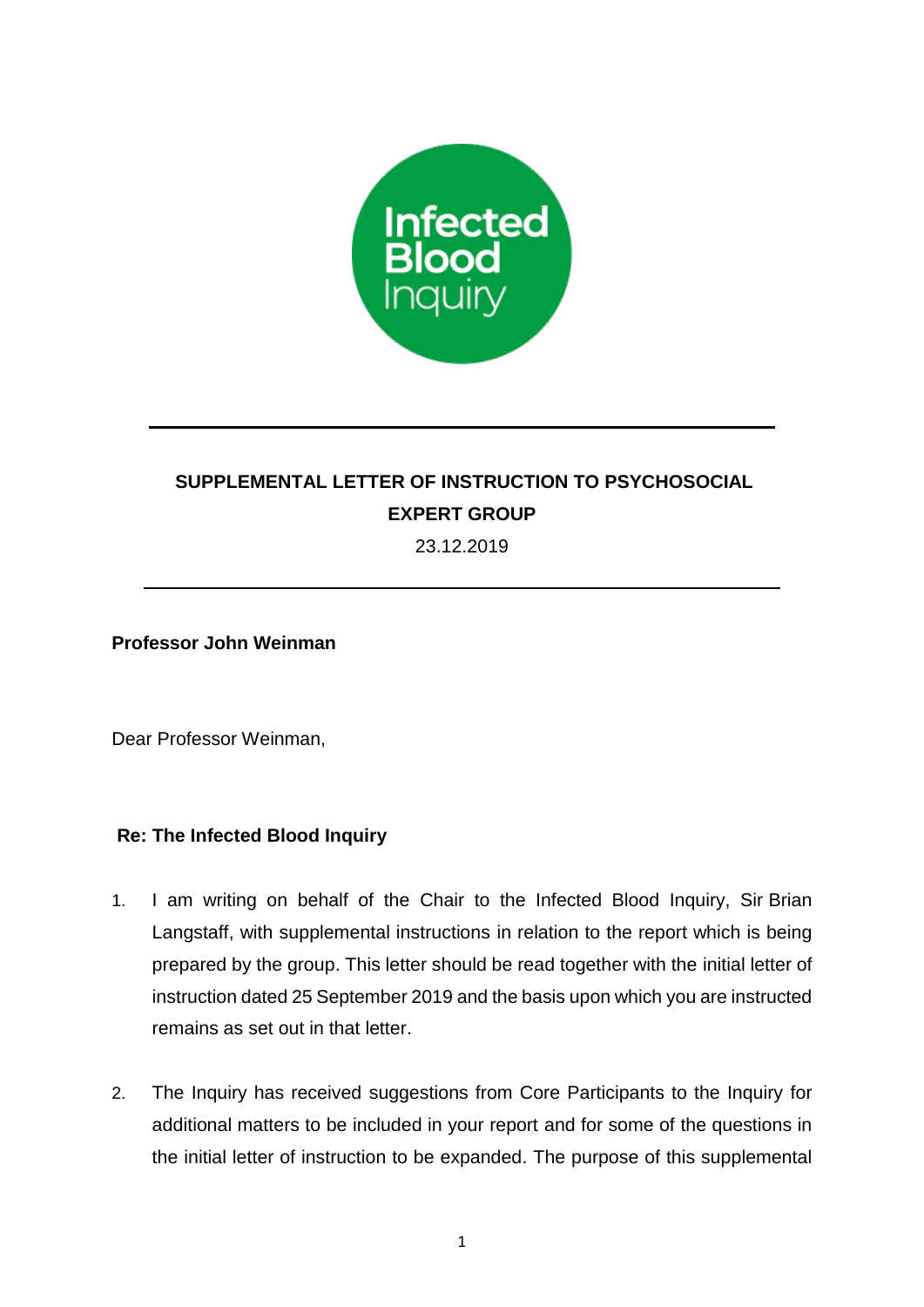# SUPPLEMENTAL LETTER OF INSTRUCTION TO PSYCHOSOCIAL EXPERT GROUP

23.12.2019

---

**Professor John Weinman**

Dear Professor Weinman,

**Re: The Infected Blood Inquiry**

1. I am writing on behalf of the Chair to the Infected Blood Inquiry, Sir Brian Langstaff, with supplemental instructions in relation to the report which is being prepared by the group. This letter should be read together with the initial letter of instruction dated 25 September 2019 and the basis upon which you are instructed remains as set out in that letter.

2. The Inquiry has received suggestions from Core Participants to the Inquiry for additional matters to be included in your report and for some of the questions in the initial letter of instruction to be expanded. The purpose of this supplemental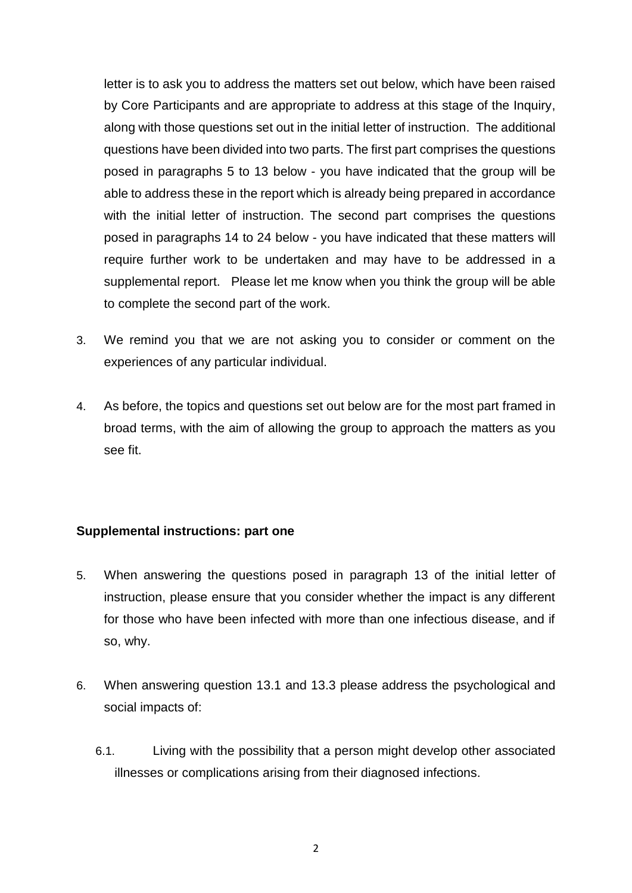letter is to ask you to address the matters set out below, which have been raised by Core Participants and are appropriate to address at this stage of the Inquiry, along with those questions set out in the initial letter of instruction. The additional questions have been divided into two parts. The first part comprises the questions posed in paragraphs 5 to 13 below - you have indicated that the group will be able to address these in the report which is already being prepared in accordance with the initial letter of instruction. The second part comprises the questions posed in paragraphs 14 to 24 below - you have indicated that these matters will require further work to be undertaken and may have to be addressed in a supplemental report. Please let me know when you think the group will be able to complete the second part of the work.

3. We remind you that we are not asking you to consider or comment on the experiences of any particular individual.

4. As before, the topics and questions set out below are for the most part framed in broad terms, with the aim of allowing the group to approach the matters as you see fit.

**Supplemental instructions: part one**

5. When answering the questions posed in paragraph 13 of the initial letter of instruction, please ensure that you consider whether the impact is any different for those who have been infected with more than one infectious disease, and if so, why.

6. When answering question 13.1 and 13.3 please address the psychological and social impacts of:

   6.1. Living with the possibility that a person might develop other associated illnesses or complications arising from their diagnosed infections.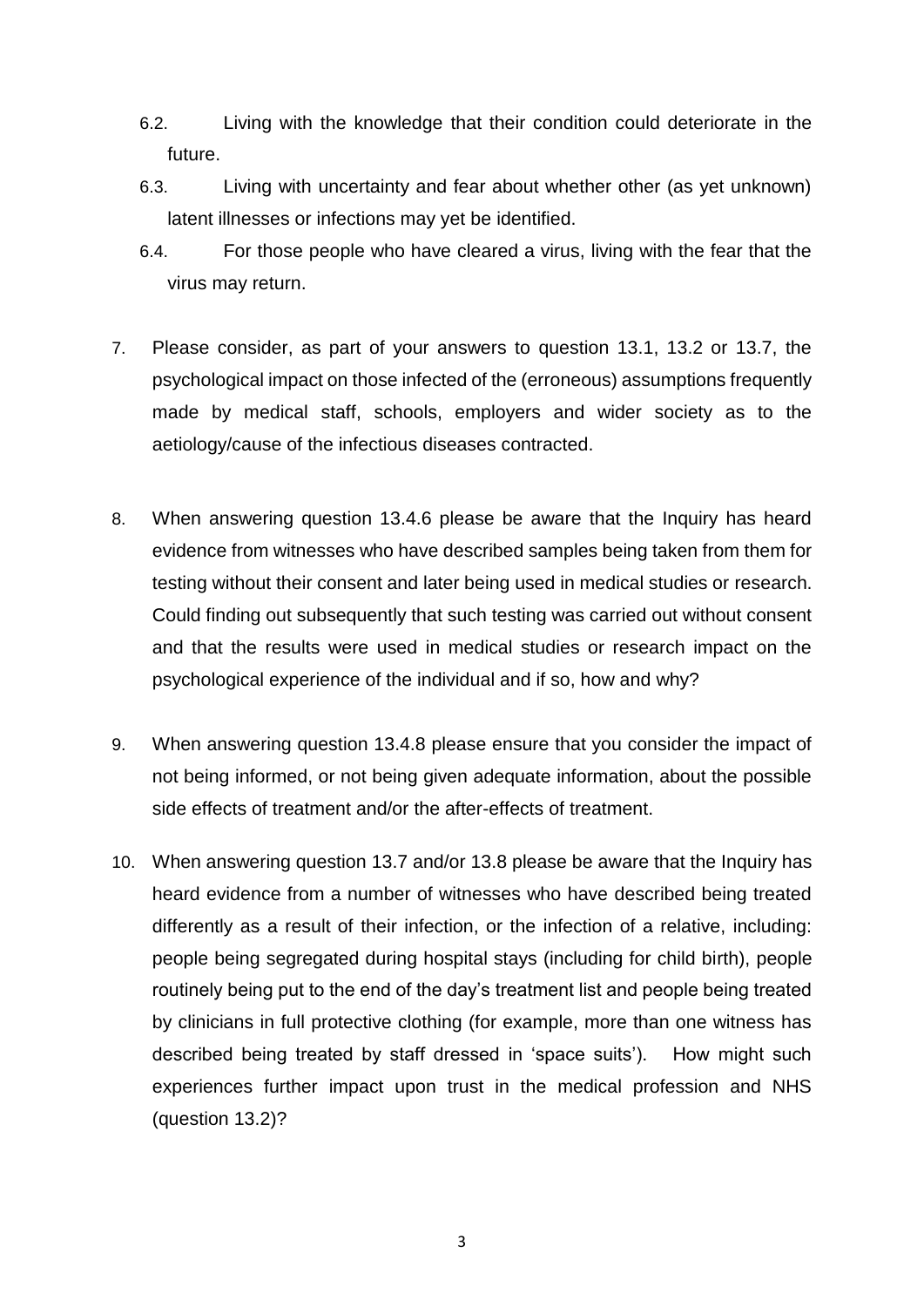6.2. Living with the knowledge that their condition could deteriorate in the future.

6.3. Living with uncertainty and fear about whether other (as yet unknown) latent illnesses or infections may yet be identified.

6.4. For those people who have cleared a virus, living with the fear that the virus may return.

7. Please consider, as part of your answers to question 13.1, 13.2 or 13.7, the psychological impact on those infected of the (erroneous) assumptions frequently made by medical staff, schools, employers and wider society as to the aetiology/cause of the infectious diseases contracted.

8. When answering question 13.4.6 please be aware that the Inquiry has heard evidence from witnesses who have described samples being taken from them for testing without their consent and later being used in medical studies or research. Could finding out subsequently that such testing was carried out without consent and that the results were used in medical studies or research impact on the psychological experience of the individual and if so, how and why?

9. When answering question 13.4.8 please ensure that you consider the impact of not being informed, or not being given adequate information, about the possible side effects of treatment and/or the after-effects of treatment.

10. When answering question 13.7 and/or 13.8 please be aware that the Inquiry has heard evidence from a number of witnesses who have described being treated differently as a result of their infection, or the infection of a relative, including: people being segregated during hospital stays (including for child birth), people routinely being put to the end of the day's treatment list and people being treated by clinicians in full protective clothing (for example, more than one witness has described being treated by staff dressed in 'space suits'). How might such experiences further impact upon trust in the medical profession and NHS (question 13.2)?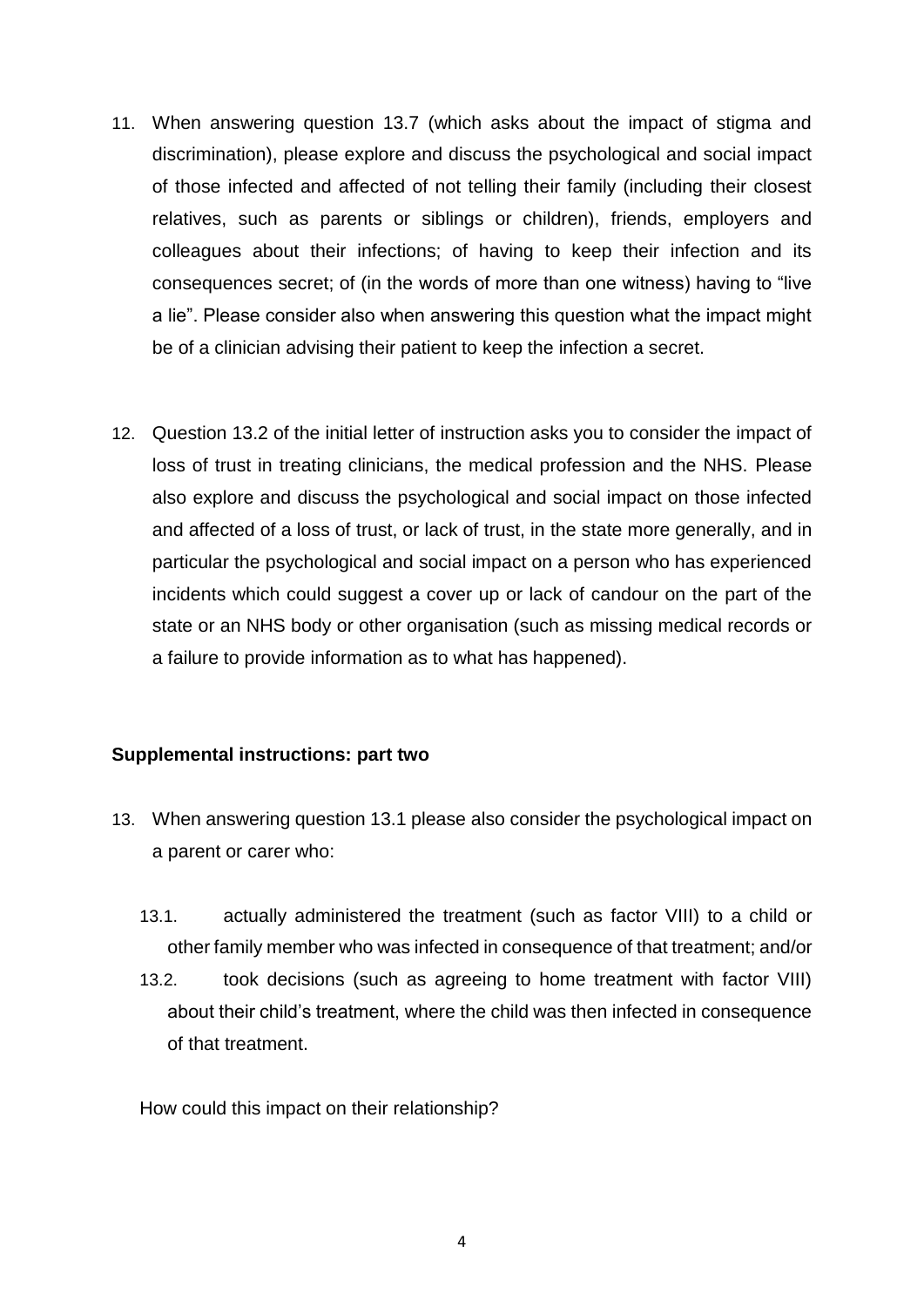11. When answering question 13.7 (which asks about the impact of stigma and discrimination), please explore and discuss the psychological and social impact of those infected and affected of not telling their family (including their closest relatives, such as parents or siblings or children), friends, employers and colleagues about their infections; of having to keep their infection and its consequences secret; of (in the words of more than one witness) having to "live a lie". Please consider also when answering this question what the impact might be of a clinician advising their patient to keep the infection a secret.

12. Question 13.2 of the initial letter of instruction asks you to consider the impact of loss of trust in treating clinicians, the medical profession and the NHS. Please also explore and discuss the psychological and social impact on those infected and affected of a loss of trust, or lack of trust, in the state more generally, and in particular the psychological and social impact on a person who has experienced incidents which could suggest a cover up or lack of candour on the part of the state or an NHS body or other organisation (such as missing medical records or a failure to provide information as to what has happened).

**Supplemental instructions: part two**

13. When answering question 13.1 please also consider the psychological impact on a parent or carer who:

    13.1. actually administered the treatment (such as factor VIII) to a child or other family member who was infected in consequence of that treatment; and/or

    13.2. took decisions (such as agreeing to home treatment with factor VIII) about their child's treatment, where the child was then infected in consequence of that treatment.

    How could this impact on their relationship?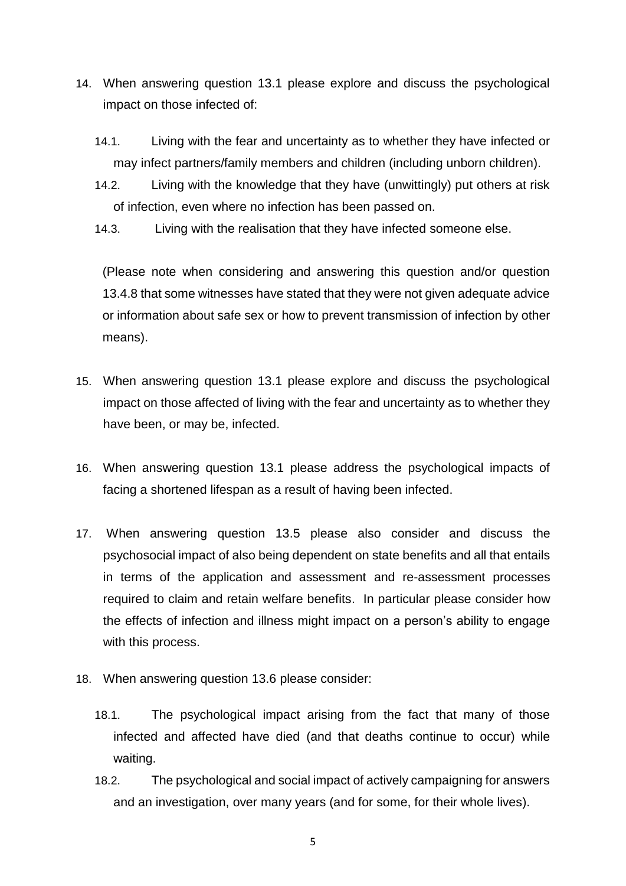14. When answering question 13.1 please explore and discuss the psychological impact on those infected of:

    14.1. Living with the fear and uncertainty as to whether they have infected or may infect partners/family members and children (including unborn children).

    14.2. Living with the knowledge that they have (unwittingly) put others at risk of infection, even where no infection has been passed on.

    14.3. Living with the realisation that they have infected someone else.

    (Please note when considering and answering this question and/or question 13.4.8 that some witnesses have stated that they were not given adequate advice or information about safe sex or how to prevent transmission of infection by other means).

15. When answering question 13.1 please explore and discuss the psychological impact on those affected of living with the fear and uncertainty as to whether they have been, or may be, infected.

16. When answering question 13.1 please address the psychological impacts of facing a shortened lifespan as a result of having been infected.

17. When answering question 13.5 please also consider and discuss the psychosocial impact of also being dependent on state benefits and all that entails in terms of the application and assessment and re-assessment processes required to claim and retain welfare benefits. In particular please consider how the effects of infection and illness might impact on a person's ability to engage with this process.

18. When answering question 13.6 please consider:

    18.1. The psychological impact arising from the fact that many of those infected and affected have died (and that deaths continue to occur) while waiting.

    18.2. The psychological and social impact of actively campaigning for answers and an investigation, over many years (and for some, for their whole lives).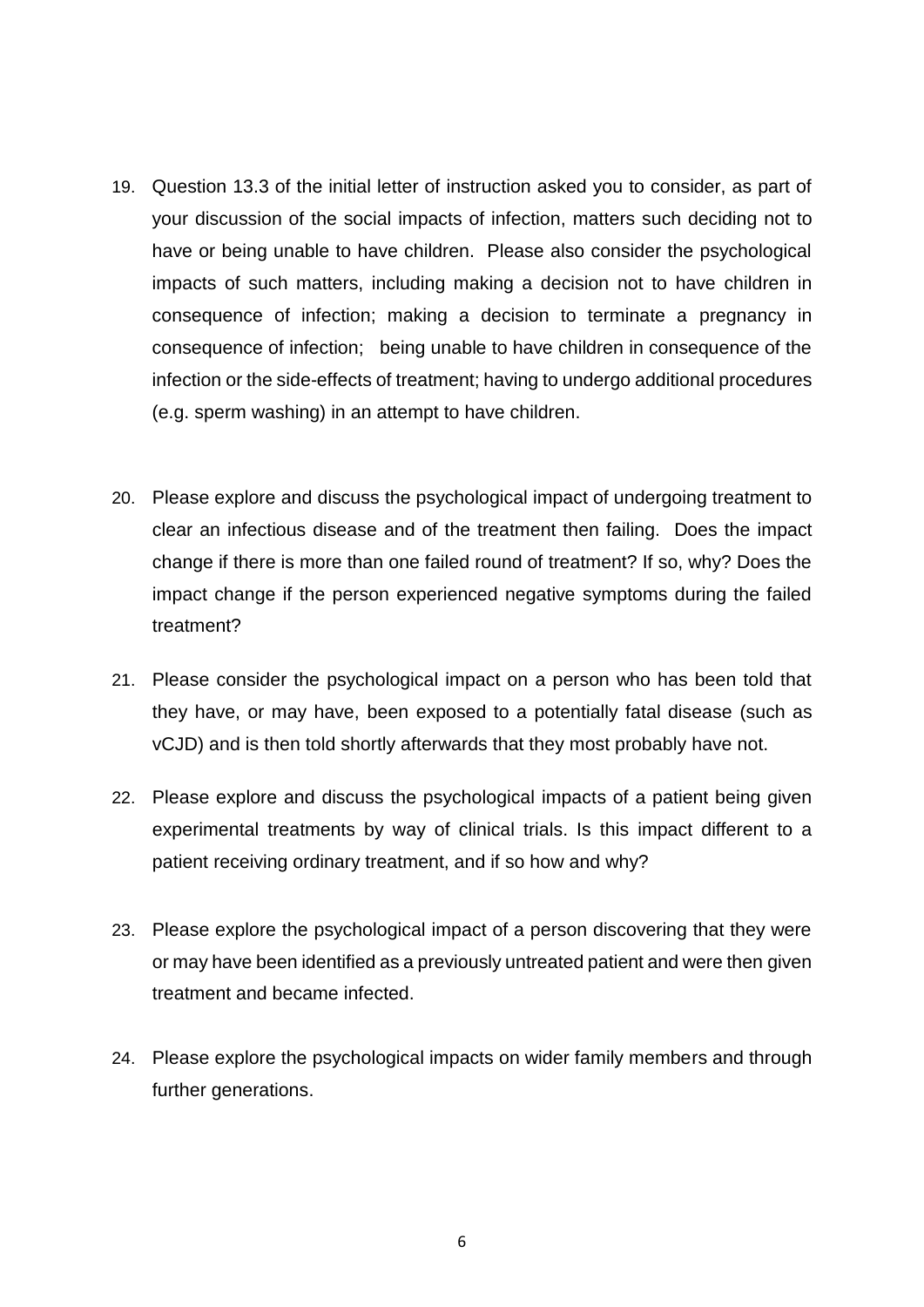19. Question 13.3 of the initial letter of instruction asked you to consider, as part of your discussion of the social impacts of infection, matters such deciding not to have or being unable to have children. Please also consider the psychological impacts of such matters, including making a decision not to have children in consequence of infection; making a decision to terminate a pregnancy in consequence of infection; being unable to have children in consequence of the infection or the side-effects of treatment; having to undergo additional procedures (e.g. sperm washing) in an attempt to have children.

20. Please explore and discuss the psychological impact of undergoing treatment to clear an infectious disease and of the treatment then failing. Does the impact change if there is more than one failed round of treatment? If so, why? Does the impact change if the person experienced negative symptoms during the failed treatment?

21. Please consider the psychological impact on a person who has been told that they have, or may have, been exposed to a potentially fatal disease (such as vCJD) and is then told shortly afterwards that they most probably have not.

22. Please explore and discuss the psychological impacts of a patient being given experimental treatments by way of clinical trials. Is this impact different to a patient receiving ordinary treatment, and if so how and why?

23. Please explore the psychological impact of a person discovering that they were or may have been identified as a previously untreated patient and were then given treatment and became infected.

24. Please explore the psychological impacts on wider family members and through further generations.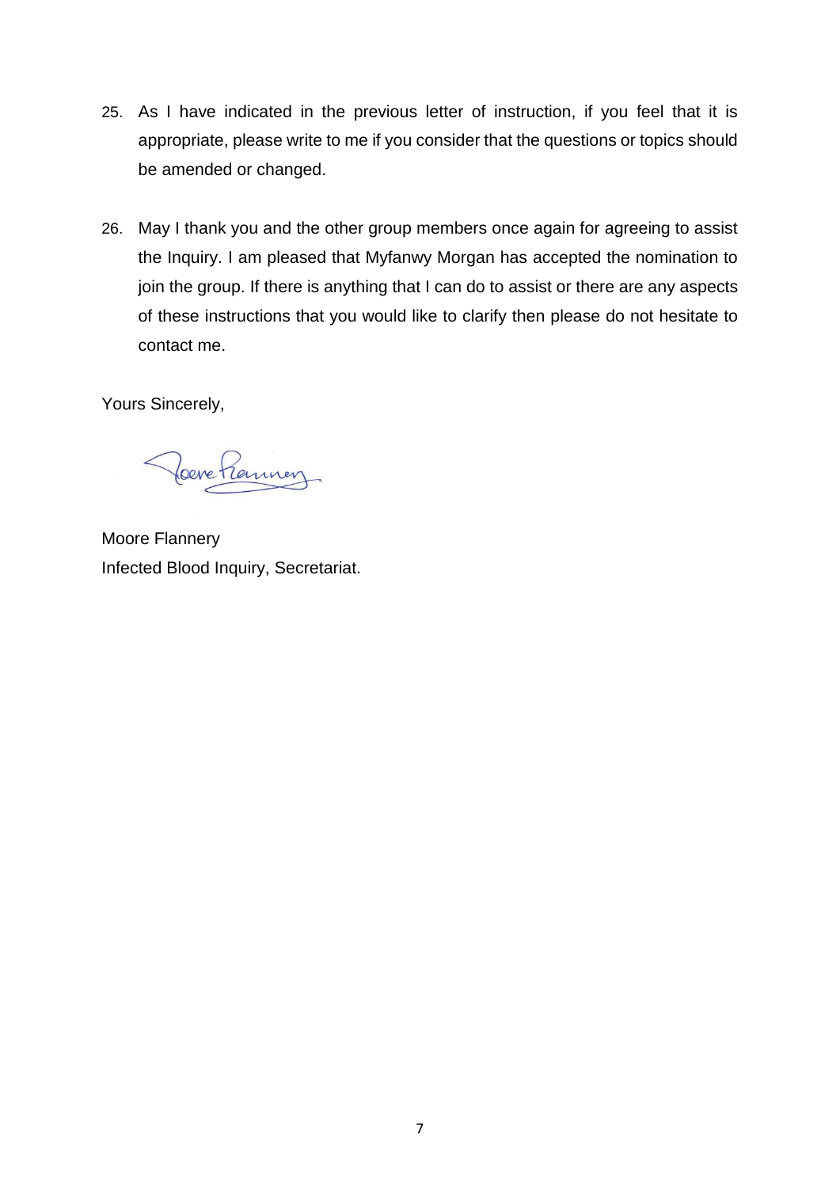25. As I have indicated in the previous letter of instruction, if you feel that it is appropriate, please write to me if you consider that the questions or topics should be amended or changed.

26. May I thank you and the other group members once again for agreeing to assist the Inquiry. I am pleased that Myfanwy Morgan has accepted the nomination to join the group. If there is anything that I can do to assist or there are any aspects of these instructions that you would like to clarify then please do not hesitate to contact me.

Yours Sincerely,

Moore Flannery
Infected Blood Inquiry, Secretariat.